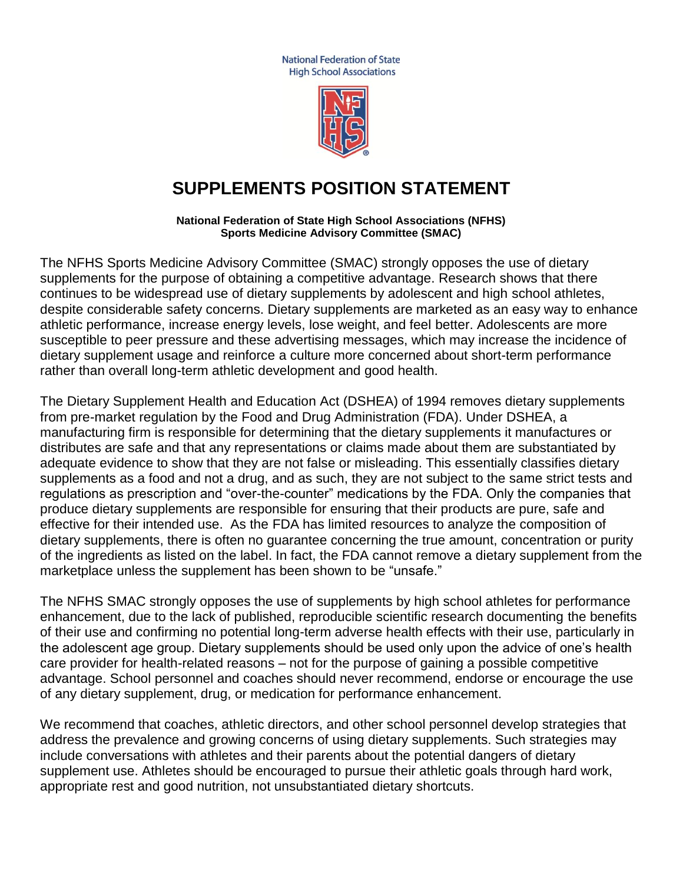National Federation of State High School Associations

# SUPPLEMENTS POSITION STATEMENT

**National Federation of State High School Associations (NFHS)**
**Sports Medicine Advisory Committee (SMAC)**

The NFHS Sports Medicine Advisory Committee (SMAC) strongly opposes the use of dietary supplements for the purpose of obtaining a competitive advantage. Research shows that there continues to be widespread use of dietary supplements by adolescent and high school athletes, despite considerable safety concerns. Dietary supplements are marketed as an easy way to enhance athletic performance, increase energy levels, lose weight, and feel better. Adolescents are more susceptible to peer pressure and these advertising messages, which may increase the incidence of dietary supplement usage and reinforce a culture more concerned about short-term performance rather than overall long-term athletic development and good health.

The Dietary Supplement Health and Education Act (DSHEA) of 1994 removes dietary supplements from pre-market regulation by the Food and Drug Administration (FDA). Under DSHEA, a manufacturing firm is responsible for determining that the dietary supplements it manufactures or distributes are safe and that any representations or claims made about them are substantiated by adequate evidence to show that they are not false or misleading. This essentially classifies dietary supplements as a food and not a drug, and as such, they are not subject to the same strict tests and regulations as prescription and "over-the-counter" medications by the FDA. Only the companies that produce dietary supplements are responsible for ensuring that their products are pure, safe and effective for their intended use. As the FDA has limited resources to analyze the composition of dietary supplements, there is often no guarantee concerning the true amount, concentration or purity of the ingredients as listed on the label. In fact, the FDA cannot remove a dietary supplement from the marketplace unless the supplement has been shown to be "unsafe."

The NFHS SMAC strongly opposes the use of supplements by high school athletes for performance enhancement, due to the lack of published, reproducible scientific research documenting the benefits of their use and confirming no potential long-term adverse health effects with their use, particularly in the adolescent age group. Dietary supplements should be used only upon the advice of one's health care provider for health-related reasons – not for the purpose of gaining a possible competitive advantage. School personnel and coaches should never recommend, endorse or encourage the use of any dietary supplement, drug, or medication for performance enhancement.

We recommend that coaches, athletic directors, and other school personnel develop strategies that address the prevalence and growing concerns of using dietary supplements. Such strategies may include conversations with athletes and their parents about the potential dangers of dietary supplement use. Athletes should be encouraged to pursue their athletic goals through hard work, appropriate rest and good nutrition, not unsubstantiated dietary shortcuts.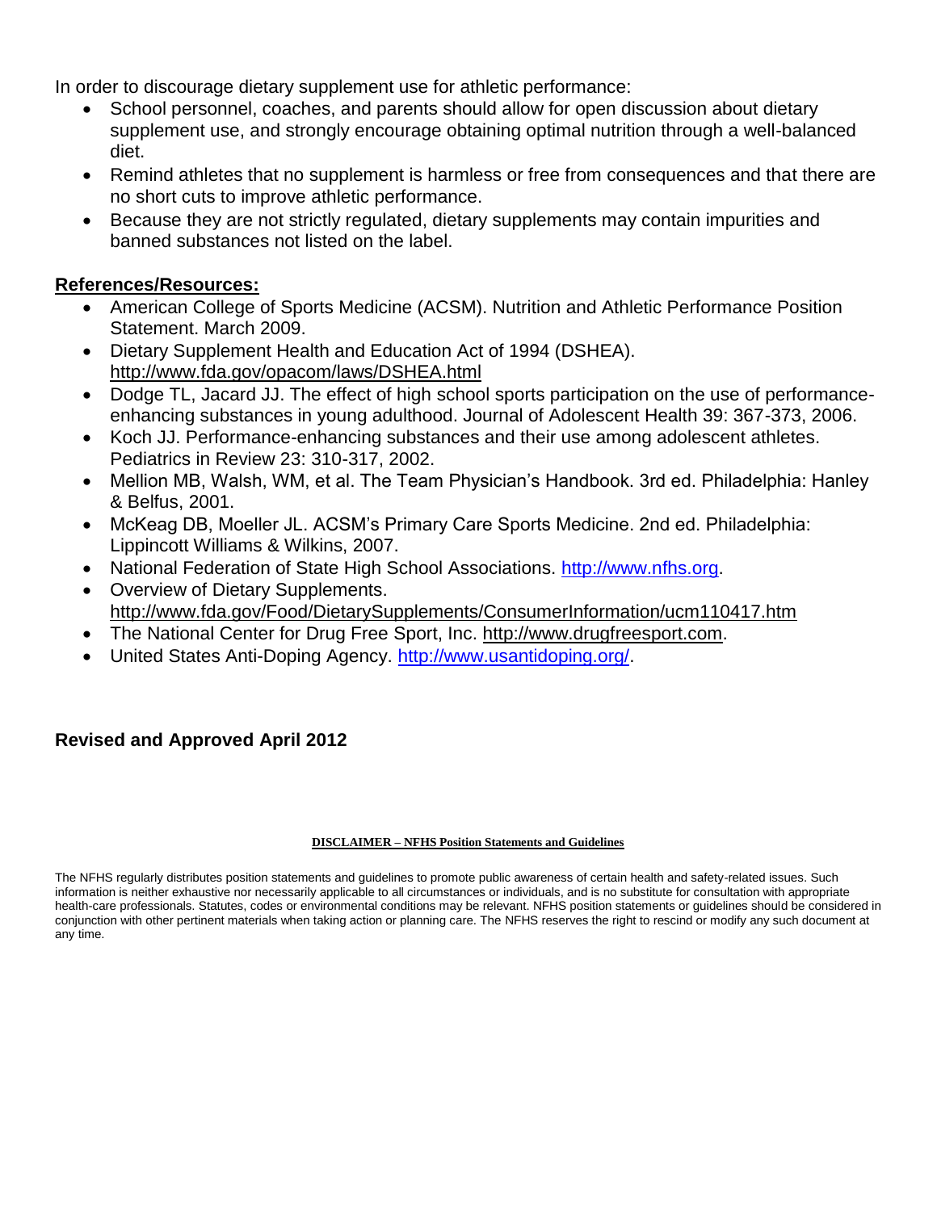In order to discourage dietary supplement use for athletic performance:

- School personnel, coaches, and parents should allow for open discussion about dietary supplement use, and strongly encourage obtaining optimal nutrition through a well-balanced diet.
- Remind athletes that no supplement is harmless or free from consequences and that there are no short cuts to improve athletic performance.
- Because they are not strictly regulated, dietary supplements may contain impurities and banned substances not listed on the label.

**References/Resources:**

- American College of Sports Medicine (ACSM). Nutrition and Athletic Performance Position Statement. March 2009.
- Dietary Supplement Health and Education Act of 1994 (DSHEA). http://www.fda.gov/opacom/laws/DSHEA.html
- Dodge TL, Jacard JJ. The effect of high school sports participation on the use of performance-enhancing substances in young adulthood. Journal of Adolescent Health 39: 367-373, 2006.
- Koch JJ. Performance-enhancing substances and their use among adolescent athletes. Pediatrics in Review 23: 310-317, 2002.
- Mellion MB, Walsh, WM, et al. The Team Physician's Handbook. 3rd ed. Philadelphia: Hanley & Belfus, 2001.
- McKeag DB, Moeller JL. ACSM's Primary Care Sports Medicine. 2nd ed. Philadelphia: Lippincott Williams & Wilkins, 2007.
- National Federation of State High School Associations. http://www.nfhs.org.
- Overview of Dietary Supplements. http://www.fda.gov/Food/DietarySupplements/ConsumerInformation/ucm110417.htm
- The National Center for Drug Free Sport, Inc. http://www.drugfreesport.com.
- United States Anti-Doping Agency. http://www.usantidoping.org/.

**Revised and Approved April 2012**

**DISCLAIMER – NFHS Position Statements and Guidelines**

The NFHS regularly distributes position statements and guidelines to promote public awareness of certain health and safety-related issues. Such information is neither exhaustive nor necessarily applicable to all circumstances or individuals, and is no substitute for consultation with appropriate health-care professionals. Statutes, codes or environmental conditions may be relevant. NFHS position statements or guidelines should be considered in conjunction with other pertinent materials when taking action or planning care. The NFHS reserves the right to rescind or modify any such document at any time.